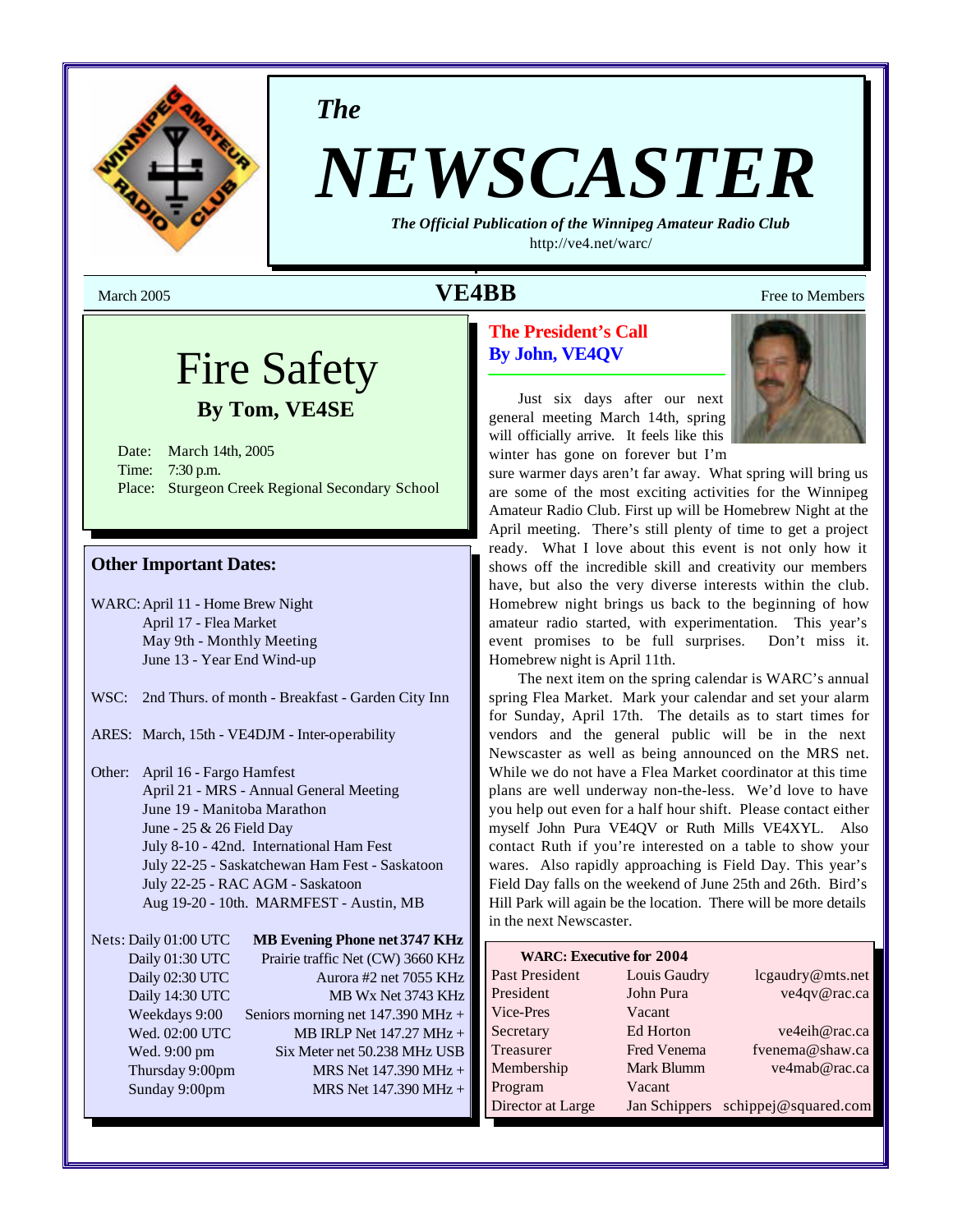# The NEWSCASTER

*The Official Publication of the Winnipeg Amateur Radio Club*

http://ve4.net/warc/

March 2005 **VE4BB** Free to Members

## Fire Safety

**By Tom, VE4SE**

Date: March 14th, 2005
Time: 7:30 p.m.
Place: Sturgeon Creek Regional Secondary School

### Other Important Dates:

WARC: April 11 - Home Brew Night
April 17 - Flea Market
May 9th - Monthly Meeting
June 13 - Year End Wind-up

WSC: 2nd Thurs. of month - Breakfast - Garden City Inn

ARES: March, 15th - VE4DJM - Inter-operability

Other: April 16 - Fargo Hamfest
April 21 - MRS - Annual General Meeting
June 19 - Manitoba Marathon
June - 25 & 26 Field Day
July 8-10 - 42nd. International Ham Fest
July 22-25 - Saskatchewan Ham Fest - Saskatoon
July 22-25 - RAC AGM - Saskatoon
Aug 19-20 - 10th. MARMFEST - Austin, MB

| Nets: | |
|---|---|
| Daily 01:00 UTC | **MB Evening Phone net 3747 KHz** |
| Daily 01:30 UTC | Prairie traffic Net (CW) 3660 KHz |
| Daily 02:30 UTC | Aurora #2 net 7055 KHz |
| Daily 14:30 UTC | MB Wx Net 3743 KHz |
| Weekdays 9:00 | Seniors morning net 147.390 MHz + |
| Wed. 02:00 UTC | MB IRLP Net 147.27 MHz + |
| Wed. 9:00 pm | Six Meter net 50.238 MHz USB |
| Thursday 9:00pm | MRS Net 147.390 MHz + |
| Sunday 9:00pm | MRS Net 147.390 MHz + |

## The President's Call
**By John, VE4QV**

Just six days after our next general meeting March 14th, spring will officially arrive. It feels like this winter has gone on forever but I'm sure warmer days aren't far away. What spring will bring us are some of the most exciting activities for the Winnipeg Amateur Radio Club. First up will be Homebrew Night at the April meeting. There's still plenty of time to get a project ready. What I love about this event is not only how it shows off the incredible skill and creativity our members have, but also the very diverse interests within the club. Homebrew night brings us back to the beginning of how amateur radio started, with experimentation. This year's event promises to be full surprises. Don't miss it. Homebrew night is April 11th.

The next item on the spring calendar is WARC's annual spring Flea Market. Mark your calendar and set your alarm for Sunday, April 17th. The details as to start times for vendors and the general public will be in the next Newscaster as well as being announced on the MRS net. While we do not have a Flea Market coordinator at this time plans are well underway non-the-less. We'd love to have you help out even for a half hour shift. Please contact either myself John Pura VE4QV or Ruth Mills VE4XYL. Also contact Ruth if you're interested on a table to show your wares. Also rapidly approaching is Field Day. This year's Field Day falls on the weekend of June 25th and 26th. Bird's Hill Park will again be the location. There will be more details in the next Newscaster.

**WARC: Executive for 2004**

| Position | Name | Email |
|---|---|---|
| Past President | Louis Gaudry | lcgaudry@mts.net |
| President | John Pura | ve4qv@rac.ca |
| Vice-Pres | Vacant | |
| Secretary | Ed Horton | ve4eih@rac.ca |
| Treasurer | Fred Venema | fvenema@shaw.ca |
| Membership | Mark Blumm | ve4mab@rac.ca |
| Program | Vacant | |
| Director at Large | Jan Schippers | schippej@squared.com |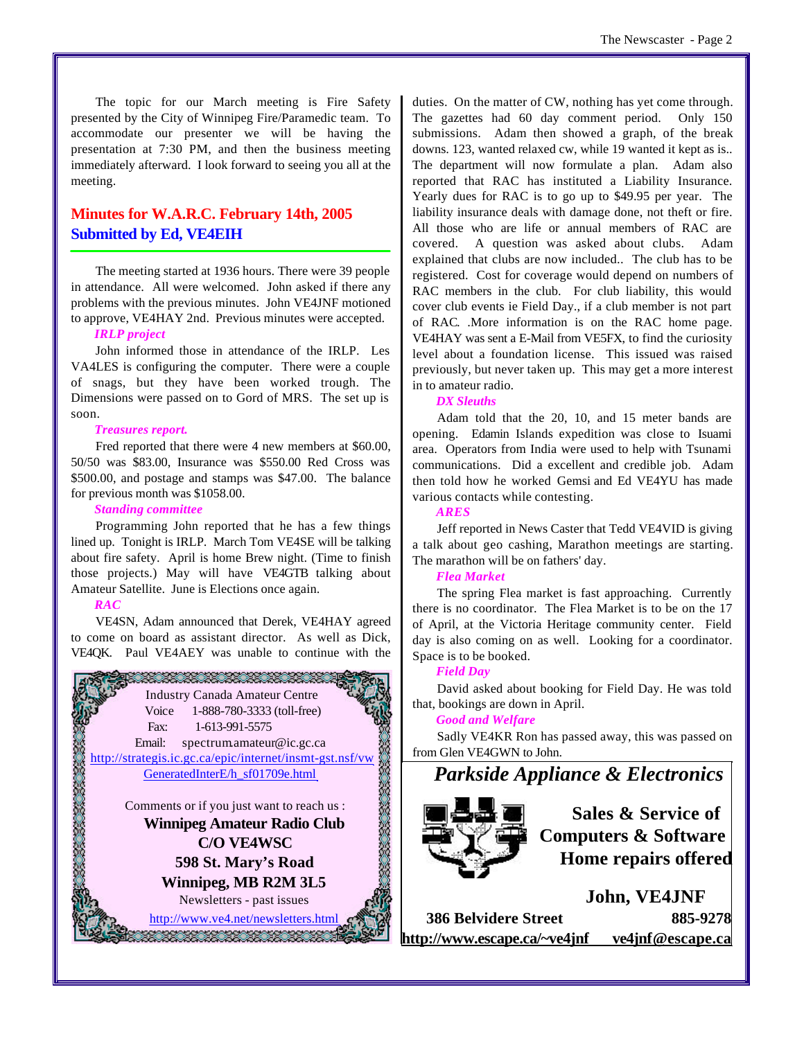The topic for our March meeting is Fire Safety presented by the City of Winnipeg Fire/Paramedic team. To accommodate our presenter we will be having the presentation at 7:30 PM, and then the business meeting immediately afterward. I look forward to seeing you all at the meeting.

## Minutes for W.A.R.C. February 14th, 2005
## Submitted by Ed, VE4EIH

The meeting started at 1936 hours. There were 39 people in attendance. All were welcomed. John asked if there any problems with the previous minutes. John VE4JNF motioned to approve, VE4HAY 2nd. Previous minutes were accepted.

***IRLP project***

John informed those in attendance of the IRLP. Les VA4LES is configuring the computer. There were a couple of snags, but they have been worked trough. The Dimensions were passed on to Gord of MRS. The set up is soon.

***Treasures report.***

Fred reported that there were 4 new members at $60.00, 50/50 was $83.00, Insurance was $550.00 Red Cross was $500.00, and postage and stamps was $47.00. The balance for previous month was $1058.00.

***Standing committee***

Programming John reported that he has a few things lined up. Tonight is IRLP. March Tom VE4SE will be talking about fire safety. April is home Brew night. (Time to finish those projects.) May will have VE4GTB talking about Amateur Satellite. June is Elections once again.

***RAC***

VE4SN, Adam announced that Derek, VE4HAY agreed to come on board as assistant director. As well as Dick, VE4QK. Paul VE4AEY was unable to continue with the duties. On the matter of CW, nothing has yet come through. The gazettes had 60 day comment period. Only 150 submissions. Adam then showed a graph, of the break downs. 123, wanted relaxed cw, while 19 wanted it kept as is.. The department will now formulate a plan. Adam also reported that RAC has instituted a Liability Insurance. Yearly dues for RAC is to go up to $49.95 per year. The liability insurance deals with damage done, not theft or fire. All those who are life or annual members of RAC are covered. A question was asked about clubs. Adam explained that clubs are now included.. The club has to be registered. Cost for coverage would depend on numbers of RAC members in the club. For club liability, this would cover club events ie Field Day., if a club member is not part of RAC. .More information is on the RAC home page. VE4HAY was sent a E-Mail from VE5FX, to find the curiosity level about a foundation license. This issued was raised previously, but never taken up. This may get a more interest in to amateur radio.

***DX Sleuths***

Adam told that the 20, 10, and 15 meter bands are opening. Edamin Islands expedition was close to Isuami area. Operators from India were used to help with Tsunami communications. Did a excellent and credible job. Adam then told how he worked Gemsi and Ed VE4YU has made various contacts while contesting.

***ARES***

Jeff reported in News Caster that Tedd VE4VID is giving a talk about geo cashing, Marathon meetings are starting. The marathon will be on fathers' day.

***Flea Market***

The spring Flea market is fast approaching. Currently there is no coordinator. The Flea Market is to be on the 17 of April, at the Victoria Heritage community center. Field day is also coming on as well. Looking for a coordinator. Space is to be booked.

***Field Day***

David asked about booking for Field Day. He was told that, bookings are down in April.

***Good and Welfare***

Sadly VE4KR Ron has passed away, this was passed on from Glen VE4GWN to John.

---

Industry Canada Amateur Centre
Voice 1-888-780-3333 (toll-free)
Fax: 1-613-991-5575
Email: spectrum.amateur@ic.gc.ca
http://strategis.ic.gc.ca/epic/internet/insmt-gst.nsf/vwGeneratedInterE/h_sf01709e.html

Comments or if you just want to reach us :

**Winnipeg Amateur Radio Club**
**C/O VE4WSC**
**598 St. Mary's Road**
**Winnipeg, MB R2M 3L5**

Newsletters - past issues
http://www.ve4.net/newsletters.html

---

***Parkside Appliance & Electronics***

**Sales & Service of Computers & Software**
**Home repairs offered**

**John, VE4JNF**

**386 Belvidere Street** **885-9278**
**http://www.escape.ca/~ve4jnf** **ve4jnf@escape.ca**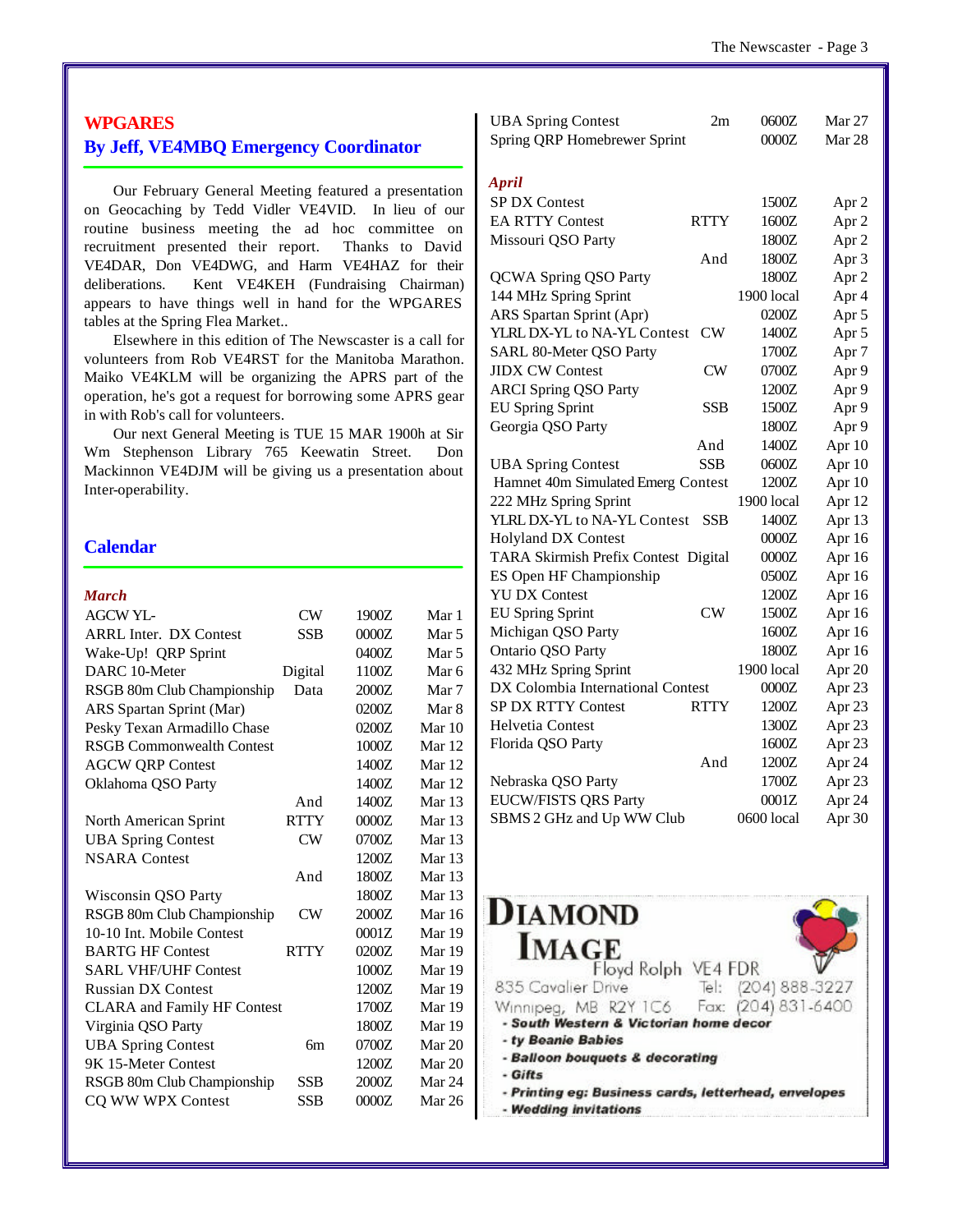## WPGARES

### By Jeff, VE4MBQ Emergency Coordinator

Our February General Meeting featured a presentation on Geocaching by Tedd Vidler VE4VID. In lieu of our routine business meeting the ad hoc committee on recruitment presented their report. Thanks to David VE4DAR, Don VE4DWG, and Harm VE4HAZ for their deliberations. Kent VE4KEH (Fundraising Chairman) appears to have things well in hand for the WPGARES tables at the Spring Flea Market..

Elsewhere in this edition of The Newscaster is a call for volunteers from Rob VE4RST for the Manitoba Marathon. Maiko VE4KLM will be organizing the APRS part of the operation, he's got a request for borrowing some APRS gear in with Rob's call for volunteers.

Our next General Meeting is TUE 15 MAR 1900h at Sir Wm Stephenson Library 765 Keewatin Street. Don Mackinnon VE4DJM will be giving us a presentation about Inter-operability.

## Calendar

*March*

| | | | |
|---|---|---|---|
| AGCW YL- | CW | 1900Z | Mar 1 |
| ARRL Inter. DX Contest | SSB | 0000Z | Mar 5 |
| Wake-Up! QRP Sprint | | 0400Z | Mar 5 |
| DARC 10-Meter | Digital | 1100Z | Mar 6 |
| RSGB 80m Club Championship | Data | 2000Z | Mar 7 |
| ARS Spartan Sprint (Mar) | | 0200Z | Mar 8 |
| Pesky Texan Armadillo Chase | | 0200Z | Mar 10 |
| RSGB Commonwealth Contest | | 1000Z | Mar 12 |
| AGCW QRP Contest | | 1400Z | Mar 12 |
| Oklahoma QSO Party | | 1400Z | Mar 12 |
| | And | 1400Z | Mar 13 |
| North American Sprint | RTTY | 0000Z | Mar 13 |
| UBA Spring Contest | CW | 0700Z | Mar 13 |
| NSARA Contest | | 1200Z | Mar 13 |
| | And | 1800Z | Mar 13 |
| Wisconsin QSO Party | | 1800Z | Mar 13 |
| RSGB 80m Club Championship | CW | 2000Z | Mar 16 |
| 10-10 Int. Mobile Contest | | 0001Z | Mar 19 |
| BARTG HF Contest | RTTY | 0200Z | Mar 19 |
| SARL VHF/UHF Contest | | 1000Z | Mar 19 |
| Russian DX Contest | | 1200Z | Mar 19 |
| CLARA and Family HF Contest | | 1700Z | Mar 19 |
| Virginia QSO Party | | 1800Z | Mar 19 |
| UBA Spring Contest | 6m | 0700Z | Mar 20 |
| 9K 15-Meter Contest | | 1200Z | Mar 20 |
| RSGB 80m Club Championship | SSB | 2000Z | Mar 24 |
| CQ WW WPX Contest | SSB | 0000Z | Mar 26 |
| UBA Spring Contest | 2m | 0600Z | Mar 27 |
| Spring QRP Homebrewer Sprint | | 0000Z | Mar 28 |

*April*

| | | | |
|---|---|---|---|
| SP DX Contest | | 1500Z | Apr 2 |
| EA RTTY Contest | RTTY | 1600Z | Apr 2 |
| Missouri QSO Party | | 1800Z | Apr 2 |
| | And | 1800Z | Apr 3 |
| QCWA Spring QSO Party | | 1800Z | Apr 2 |
| 144 MHz Spring Sprint | | 1900 local | Apr 4 |
| ARS Spartan Sprint (Apr) | | 0200Z | Apr 5 |
| YLRL DX-YL to NA-YL Contest | CW | 1400Z | Apr 5 |
| SARL 80-Meter QSO Party | | 1700Z | Apr 7 |
| JIDX CW Contest | CW | 0700Z | Apr 9 |
| ARCI Spring QSO Party | | 1200Z | Apr 9 |
| EU Spring Sprint | SSB | 1500Z | Apr 9 |
| Georgia QSO Party | | 1800Z | Apr 9 |
| | And | 1400Z | Apr 10 |
| UBA Spring Contest | SSB | 0600Z | Apr 10 |
| Hamnet 40m Simulated Emerg Contest | | 1200Z | Apr 10 |
| 222 MHz Spring Sprint | | 1900 local | Apr 12 |
| YLRL DX-YL to NA-YL Contest | SSB | 1400Z | Apr 13 |
| Holyland DX Contest | | 0000Z | Apr 16 |
| TARA Skirmish Prefix Contest | Digital | 0000Z | Apr 16 |
| ES Open HF Championship | | 0500Z | Apr 16 |
| YU DX Contest | | 1200Z | Apr 16 |
| EU Spring Sprint | CW | 1500Z | Apr 16 |
| Michigan QSO Party | | 1600Z | Apr 16 |
| Ontario QSO Party | | 1800Z | Apr 16 |
| 432 MHz Spring Sprint | | 1900 local | Apr 20 |
| DX Colombia International Contest | | 0000Z | Apr 23 |
| SP DX RTTY Contest | RTTY | 1200Z | Apr 23 |
| Helvetia Contest | | 1300Z | Apr 23 |
| Florida QSO Party | | 1600Z | Apr 23 |
| | And | 1200Z | Apr 24 |
| Nebraska QSO Party | | 1700Z | Apr 23 |
| EUCW/FISTS QRS Party | | 0001Z | Apr 24 |
| SBMS 2 GHz and Up WW Club | | 0600 local | Apr 30 |

**DIAMOND IMAGE**
Floyd Rolph VE4 FDR
835 Cavalier Drive Tel: (204) 888-3227
Winnipeg, MB R2Y 1C6 Fax: (204) 831-6400

- *South Western & Victorian home decor*
- *ty Beanie Babies*
- *Balloon bouquets & decorating*
- *Gifts*
- *Printing eg: Business cards, letterhead, envelopes*
- *Wedding invitations*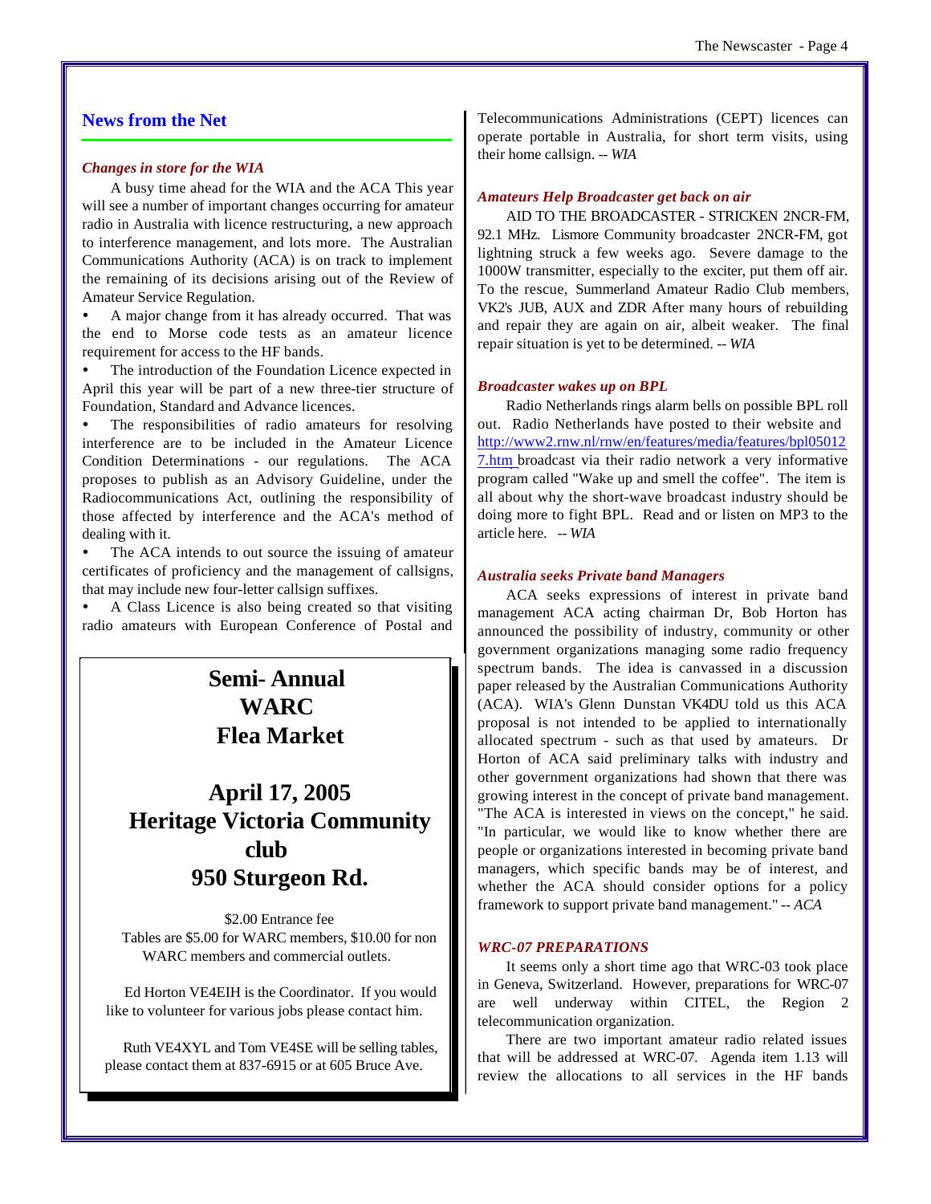## News from the Net

### *Changes in store for the WIA*

A busy time ahead for the WIA and the ACA This year will see a number of important changes occurring for amateur radio in Australia with licence restructuring, a new approach to interference management, and lots more. The Australian Communications Authority (ACA) is on track to implement the remaining of its decisions arising out of the Review of Amateur Service Regulation.

- A major change from it has already occurred. That was the end to Morse code tests as an amateur licence requirement for access to the HF bands.
- The introduction of the Foundation Licence expected in April this year will be part of a new three-tier structure of Foundation, Standard and Advance licences.
- The responsibilities of radio amateurs for resolving interference are to be included in the Amateur Licence Condition Determinations - our regulations. The ACA proposes to publish as an Advisory Guideline, under the Radiocommunications Act, outlining the responsibility of those affected by interference and the ACA's method of dealing with it.
- The ACA intends to out source the issuing of amateur certificates of proficiency and the management of callsigns, that may include new four-letter callsign suffixes.
- A Class Licence is also being created so that visiting radio amateurs with European Conference of Postal and Telecommunications Administrations (CEPT) licences can operate portable in Australia, for short term visits, using their home callsign. -- *WIA*

---

**Semi- Annual**
**WARC**
**Flea Market**

**April 17, 2005**
**Heritage Victoria Community club**
**950 Sturgeon Rd.**

$2.00 Entrance fee
Tables are $5.00 for WARC members, $10.00 for non WARC members and commercial outlets.

Ed Horton VE4EIH is the Coordinator. If you would like to volunteer for various jobs please contact him.

Ruth VE4XYL and Tom VE4SE will be selling tables, please contact them at 837-6915 or at 605 Bruce Ave.

---

### *Amateurs Help Broadcaster get back on air*

AID TO THE BROADCASTER - STRICKEN 2NCR-FM, 92.1 MHz. Lismore Community broadcaster 2NCR-FM, got lightning struck a few weeks ago. Severe damage to the 1000W transmitter, especially to the exciter, put them off air. To the rescue, Summerland Amateur Radio Club members, VK2's JUB, AUX and ZDR After many hours of rebuilding and repair they are again on air, albeit weaker. The final repair situation is yet to be determined. -- *WIA*

### *Broadcaster wakes up on BPL*

Radio Netherlands rings alarm bells on possible BPL roll out. Radio Netherlands have posted to their website and http://www2.rnw.nl/rnw/en/features/media/features/bpl050127.htm broadcast via their radio network a very informative program called "Wake up and smell the coffee". The item is all about why the short-wave broadcast industry should be doing more to fight BPL. Read and or listen on MP3 to the article here. -- *WIA*

### *Australia seeks Private band Managers*

ACA seeks expressions of interest in private band management ACA acting chairman Dr, Bob Horton has announced the possibility of industry, community or other government organizations managing some radio frequency spectrum bands. The idea is canvassed in a discussion paper released by the Australian Communications Authority (ACA). WIA's Glenn Dunstan VK4DU told us this ACA proposal is not intended to be applied to internationally allocated spectrum - such as that used by amateurs. Dr Horton of ACA said preliminary talks with industry and other government organizations had shown that there was growing interest in the concept of private band management. "The ACA is interested in views on the concept," he said. "In particular, we would like to know whether there are people or organizations interested in becoming private band managers, which specific bands may be of interest, and whether the ACA should consider options for a policy framework to support private band management." -- *ACA*

### *WRC-07 PREPARATIONS*

It seems only a short time ago that WRC-03 took place in Geneva, Switzerland. However, preparations for WRC-07 are well underway within CITEL, the Region 2 telecommunication organization.

There are two important amateur radio related issues that will be addressed at WRC-07. Agenda item 1.13 will review the allocations to all services in the HF bands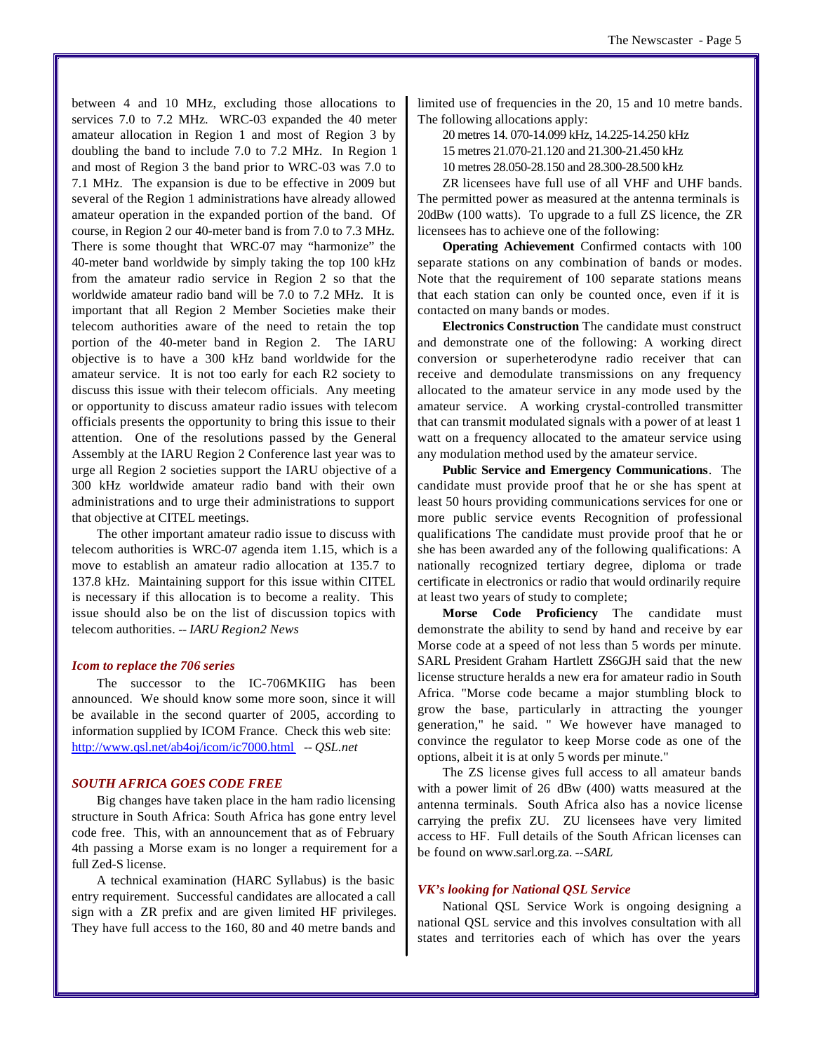between 4 and 10 MHz, excluding those allocations to services 7.0 to 7.2 MHz. WRC-03 expanded the 40 meter amateur allocation in Region 1 and most of Region 3 by doubling the band to include 7.0 to 7.2 MHz. In Region 1 and most of Region 3 the band prior to WRC-03 was 7.0 to 7.1 MHz. The expansion is due to be effective in 2009 but several of the Region 1 administrations have already allowed amateur operation in the expanded portion of the band. Of course, in Region 2 our 40-meter band is from 7.0 to 7.3 MHz. There is some thought that WRC-07 may "harmonize" the 40-meter band worldwide by simply taking the top 100 kHz from the amateur radio service in Region 2 so that the worldwide amateur radio band will be 7.0 to 7.2 MHz. It is important that all Region 2 Member Societies make their telecom authorities aware of the need to retain the top portion of the 40-meter band in Region 2. The IARU objective is to have a 300 kHz band worldwide for the amateur service. It is not too early for each R2 society to discuss this issue with their telecom officials. Any meeting or opportunity to discuss amateur radio issues with telecom officials presents the opportunity to bring this issue to their attention. One of the resolutions passed by the General Assembly at the IARU Region 2 Conference last year was to urge all Region 2 societies support the IARU objective of a 300 kHz worldwide amateur radio band with their own administrations and to urge their administrations to support that objective at CITEL meetings.

The other important amateur radio issue to discuss with telecom authorities is WRC-07 agenda item 1.15, which is a move to establish an amateur radio allocation at 135.7 to 137.8 kHz. Maintaining support for this issue within CITEL is necessary if this allocation is to become a reality. This issue should also be on the list of discussion topics with telecom authorities. -- *IARU Region2 News*

### *Icom to replace the 706 series*

The successor to the IC-706MKIIG has been announced. We should know some more soon, since it will be available in the second quarter of 2005, according to information supplied by ICOM France. Check this web site: http://www.qsl.net/ab4oj/icom/ic7000.html -- *QSL.net*

### *SOUTH AFRICA GOES CODE FREE*

Big changes have taken place in the ham radio licensing structure in South Africa: South Africa has gone entry level code free. This, with an announcement that as of February 4th passing a Morse exam is no longer a requirement for a full Zed-S license.

A technical examination (HARC Syllabus) is the basic entry requirement. Successful candidates are allocated a call sign with a ZR prefix and are given limited HF privileges. They have full access to the 160, 80 and 40 metre bands and limited use of frequencies in the 20, 15 and 10 metre bands. The following allocations apply:

20 metres 14. 070-14.099 kHz, 14.225-14.250 kHz
15 metres 21.070-21.120 and 21.300-21.450 kHz
10 metres 28.050-28.150 and 28.300-28.500 kHz

ZR licensees have full use of all VHF and UHF bands. The permitted power as measured at the antenna terminals is 20dBw (100 watts). To upgrade to a full ZS licence, the ZR licensees has to achieve one of the following:

**Operating Achievement** Confirmed contacts with 100 separate stations on any combination of bands or modes. Note that the requirement of 100 separate stations means that each station can only be counted once, even if it is contacted on many bands or modes.

**Electronics Construction** The candidate must construct and demonstrate one of the following: A working direct conversion or superheterodyne radio receiver that can receive and demodulate transmissions on any frequency allocated to the amateur service in any mode used by the amateur service. A working crystal-controlled transmitter that can transmit modulated signals with a power of at least 1 watt on a frequency allocated to the amateur service using any modulation method used by the amateur service.

**Public Service and Emergency Communications**. The candidate must provide proof that he or she has spent at least 50 hours providing communications services for one or more public service events Recognition of professional qualifications The candidate must provide proof that he or she has been awarded any of the following qualifications: A nationally recognized tertiary degree, diploma or trade certificate in electronics or radio that would ordinarily require at least two years of study to complete;

**Morse Code Proficiency** The candidate must demonstrate the ability to send by hand and receive by ear Morse code at a speed of not less than 5 words per minute. SARL President Graham Hartlett ZS6GJH said that the new license structure heralds a new era for amateur radio in South Africa. "Morse code became a major stumbling block to grow the base, particularly in attracting the younger generation," he said. " We however have managed to convince the regulator to keep Morse code as one of the options, albeit it is at only 5 words per minute."

The ZS license gives full access to all amateur bands with a power limit of 26 dBw (400) watts measured at the antenna terminals. South Africa also has a novice license carrying the prefix ZU. ZU licensees have very limited access to HF. Full details of the South African licenses can be found on www.sarl.org.za. --*SARL*

### *VK's looking for National QSL Service*

National QSL Service Work is ongoing designing a national QSL service and this involves consultation with all states and territories each of which has over the years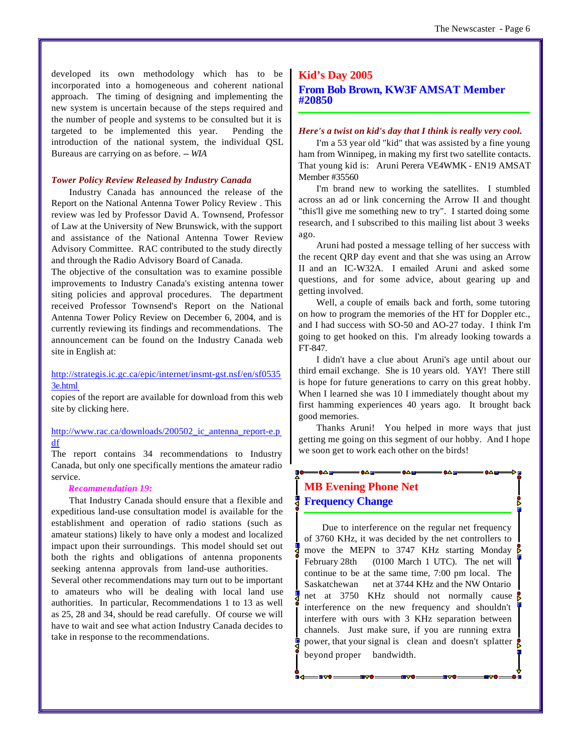developed its own methodology which has to be incorporated into a homogeneous and coherent national approach. The timing of designing and implementing the new system is uncertain because of the steps required and the number of people and systems to be consulted but it is targeted to be implemented this year. Pending the introduction of the national system, the individual QSL Bureaus are carrying on as before. -- *WIA*

### *Tower Policy Review Released by Industry Canada*

Industry Canada has announced the release of the Report on the National Antenna Tower Policy Review . This review was led by Professor David A. Townsend, Professor of Law at the University of New Brunswick, with the support and assistance of the National Antenna Tower Review Advisory Committee. RAC contributed to the study directly and through the Radio Advisory Board of Canada.

The objective of the consultation was to examine possible improvements to Industry Canada's existing antenna tower siting policies and approval procedures. The department received Professor Townsend's Report on the National Antenna Tower Policy Review on December 6, 2004, and is currently reviewing its findings and recommendations. The announcement can be found on the Industry Canada web site in English at:

http://strategis.ic.gc.ca/epic/internet/insmt-gst.nsf/en/sf05353e.html

copies of the report are available for download from this web site by clicking here.

http://www.rac.ca/downloads/200502_ic_antenna_report-e.pdf

The report contains 34 recommendations to Industry Canada, but only one specifically mentions the amateur radio service.

***Recommendation 19:***

That Industry Canada should ensure that a flexible and expeditious land-use consultation model is available for the establishment and operation of radio stations (such as amateur stations) likely to have only a modest and localized impact upon their surroundings. This model should set out both the rights and obligations of antenna proponents seeking antenna approvals from land-use authorities.

Several other recommendations may turn out to be important to amateurs who will be dealing with local land use authorities. In particular, Recommendations 1 to 13 as well as 25, 28 and 34, should be read carefully. Of course we will have to wait and see what action Industry Canada decides to take in response to the recommendations.

## Kid's Day 2005

## From Bob Brown, KW3F AMSAT Member #20850

***Here's a twist on kid's day that I think is really very cool.***

I'm a 53 year old "kid" that was assisted by a fine young ham from Winnipeg, in making my first two satellite contacts. That young kid is: Aruni Perera VE4WMK - EN19 AMSAT Member #35560

I'm brand new to working the satellites. I stumbled across an ad or link concerning the Arrow II and thought "this'll give me something new to try". I started doing some research, and I subscribed to this mailing list about 3 weeks ago.

Aruni had posted a message telling of her success with the recent QRP day event and that she was using an Arrow II and an IC-W32A. I emailed Aruni and asked some questions, and for some advice, about gearing up and getting involved.

Well, a couple of emails back and forth, some tutoring on how to program the memories of the HT for Doppler etc., and I had success with SO-50 and AO-27 today. I think I'm going to get hooked on this. I'm already looking towards a FT-847.

I didn't have a clue about Aruni's age until about our third email exchange. She is 10 years old. YAY! There still is hope for future generations to carry on this great hobby. When I learned she was 10 I immediately thought about my first hamming experiences 40 years ago. It brought back good memories.

Thanks Aruni! You helped in more ways that just getting me going on this segment of our hobby. And I hope we soon get to work each other on the birds!

## MB Evening Phone Net

## Frequency Change

Due to interference on the regular net frequency of 3760 KHz, it was decided by the net controllers to move the MEPN to 3747 KHz starting Monday February 28th (0100 March 1 UTC). The net will continue to be at the same time, 7:00 pm local. The Saskatchewan net at 3744 KHz and the NW Ontario net at 3750 KHz should not normally cause interference on the new frequency and shouldn't interfere with ours with 3 KHz separation between channels. Just make sure, if you are running extra power, that your signal is clean and doesn't splatter beyond proper bandwidth.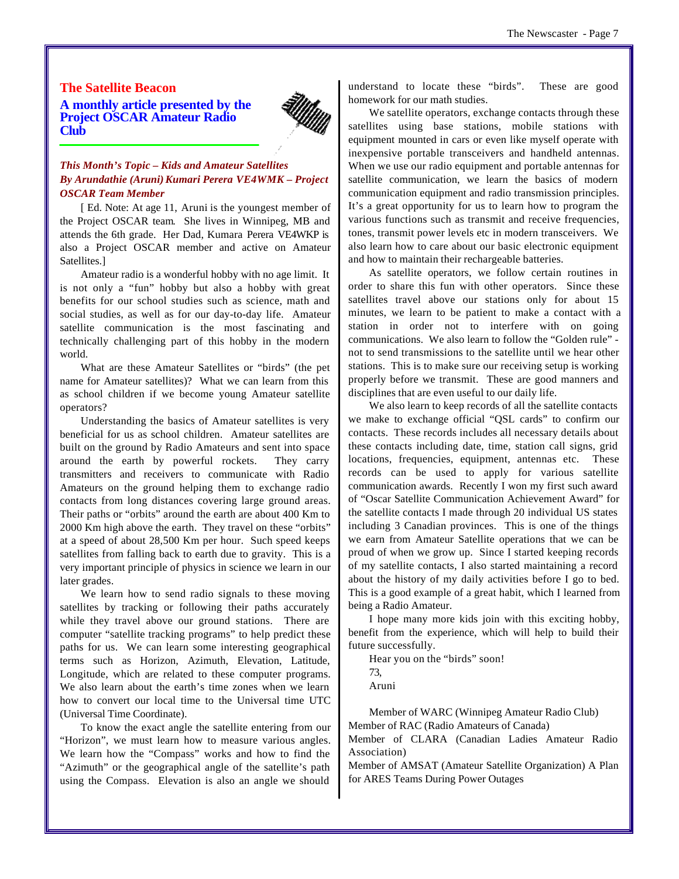## The Satellite Beacon

### A monthly article presented by the Project OSCAR Amateur Radio Club

***This Month's Topic – Kids and Amateur Satellites***
***By Arundathie (Aruni) Kumari Perera VE4WMK – Project OSCAR Team Member***

[ Ed. Note: At age 11, Aruni is the youngest member of the Project OSCAR team. She lives in Winnipeg, MB and attends the 6th grade. Her Dad, Kumara Perera VE4WKP is also a Project OSCAR member and active on Amateur Satellites.]

Amateur radio is a wonderful hobby with no age limit. It is not only a "fun" hobby but also a hobby with great benefits for our school studies such as science, math and social studies, as well as for our day-to-day life. Amateur satellite communication is the most fascinating and technically challenging part of this hobby in the modern world.

What are these Amateur Satellites or "birds" (the pet name for Amateur satellites)? What we can learn from this as school children if we become young Amateur satellite operators?

Understanding the basics of Amateur satellites is very beneficial for us as school children. Amateur satellites are built on the ground by Radio Amateurs and sent into space around the earth by powerful rockets. They carry transmitters and receivers to communicate with Radio Amateurs on the ground helping them to exchange radio contacts from long distances covering large ground areas. Their paths or "orbits" around the earth are about 400 Km to 2000 Km high above the earth. They travel on these "orbits" at a speed of about 28,500 Km per hour. Such speed keeps satellites from falling back to earth due to gravity. This is a very important principle of physics in science we learn in our later grades.

We learn how to send radio signals to these moving satellites by tracking or following their paths accurately while they travel above our ground stations. There are computer "satellite tracking programs" to help predict these paths for us. We can learn some interesting geographical terms such as Horizon, Azimuth, Elevation, Latitude, Longitude, which are related to these computer programs. We also learn about the earth's time zones when we learn how to convert our local time to the Universal time UTC (Universal Time Coordinate).

To know the exact angle the satellite entering from our "Horizon", we must learn how to measure various angles. We learn how the "Compass" works and how to find the "Azimuth" or the geographical angle of the satellite's path using the Compass. Elevation is also an angle we should understand to locate these "birds". These are good homework for our math studies.

We satellite operators, exchange contacts through these satellites using base stations, mobile stations with equipment mounted in cars or even like myself operate with inexpensive portable transceivers and handheld antennas. When we use our radio equipment and portable antennas for satellite communication, we learn the basics of modern communication equipment and radio transmission principles. It's a great opportunity for us to learn how to program the various functions such as transmit and receive frequencies, tones, transmit power levels etc in modern transceivers. We also learn how to care about our basic electronic equipment and how to maintain their rechargeable batteries.

As satellite operators, we follow certain routines in order to share this fun with other operators. Since these satellites travel above our stations only for about 15 minutes, we learn to be patient to make a contact with a station in order not to interfere with on going communications. We also learn to follow the "Golden rule" - not to send transmissions to the satellite until we hear other stations. This is to make sure our receiving setup is working properly before we transmit. These are good manners and disciplines that are even useful to our daily life.

We also learn to keep records of all the satellite contacts we make to exchange official "QSL cards" to confirm our contacts. These records includes all necessary details about these contacts including date, time, station call signs, grid locations, frequencies, equipment, antennas etc. These records can be used to apply for various satellite communication awards. Recently I won my first such award of "Oscar Satellite Communication Achievement Award" for the satellite contacts I made through 20 individual US states including 3 Canadian provinces. This is one of the things we earn from Amateur Satellite operations that we can be proud of when we grow up. Since I started keeping records of my satellite contacts, I also started maintaining a record about the history of my daily activities before I go to bed. This is a good example of a great habit, which I learned from being a Radio Amateur.

I hope many more kids join with this exciting hobby, benefit from the experience, which will help to build their future successfully.

Hear you on the "birds" soon!

73,

Aruni

Member of WARC (Winnipeg Amateur Radio Club)
Member of RAC (Radio Amateurs of Canada)
Member of CLARA (Canadian Ladies Amateur Radio Association)
Member of AMSAT (Amateur Satellite Organization) A Plan for ARES Teams During Power Outages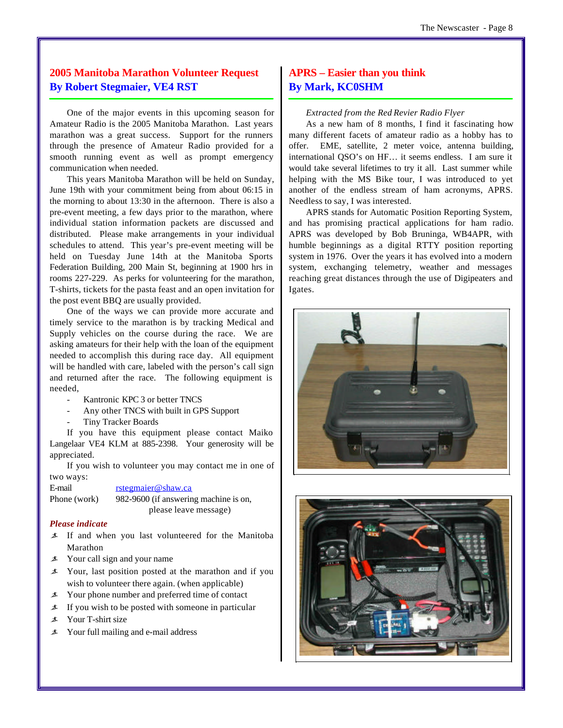## 2005 Manitoba Marathon Volunteer Request
## By Robert Stegmaier, VE4 RST

One of the major events in this upcoming season for Amateur Radio is the 2005 Manitoba Marathon. Last years marathon was a great success. Support for the runners through the presence of Amateur Radio provided for a smooth running event as well as prompt emergency communication when needed.

This years Manitoba Marathon will be held on Sunday, June 19th with your commitment being from about 06:15 in the morning to about 13:30 in the afternoon. There is also a pre-event meeting, a few days prior to the marathon, where individual station information packets are discussed and distributed. Please make arrangements in your individual schedules to attend. This year's pre-event meeting will be held on Tuesday June 14th at the Manitoba Sports Federation Building, 200 Main St, beginning at 1900 hrs in rooms 227-229. As perks for volunteering for the marathon, T-shirts, tickets for the pasta feast and an open invitation for the post event BBQ are usually provided.

One of the ways we can provide more accurate and timely service to the marathon is by tracking Medical and Supply vehicles on the course during the race. We are asking amateurs for their help with the loan of the equipment needed to accomplish this during race day. All equipment will be handled with care, labeled with the person's call sign and returned after the race. The following equipment is needed,

- Kantronic KPC 3 or better TNCS
- Any other TNCS with built in GPS Support
- Tiny Tracker Boards

If you have this equipment please contact Maiko Langelaar VE4 KLM at 885-2398. Your generosity will be appreciated.

If you wish to volunteer you may contact me in one of two ways:

E-mail rstegmaier@shaw.ca
Phone (work) 982-9600 (if answering machine is on, please leave message)

***Please indicate***

- If and when you last volunteered for the Manitoba Marathon
- Your call sign and your name
- Your, last position posted at the marathon and if you wish to volunteer there again. (when applicable)
- Your phone number and preferred time of contact
- If you wish to be posted with someone in particular
- Your T-shirt size
- Your full mailing and e-mail address

## APRS – Easier than you think
## By Mark, KC0SHM

*Extracted from the Red Revier Radio Flyer*

As a new ham of 8 months, I find it fascinating how many different facets of amateur radio as a hobby has to offer. EME, satellite, 2 meter voice, antenna building, international QSO's on HF… it seems endless. I am sure it would take several lifetimes to try it all. Last summer while helping with the MS Bike tour, I was introduced to yet another of the endless stream of ham acronyms, APRS. Needless to say, I was interested.

APRS stands for Automatic Position Reporting System, and has promising practical applications for ham radio. APRS was developed by Bob Bruninga, WB4APR, with humble beginnings as a digital RTTY position reporting system in 1976. Over the years it has evolved into a modern system, exchanging telemetry, weather and messages reaching great distances through the use of Digipeaters and Igates.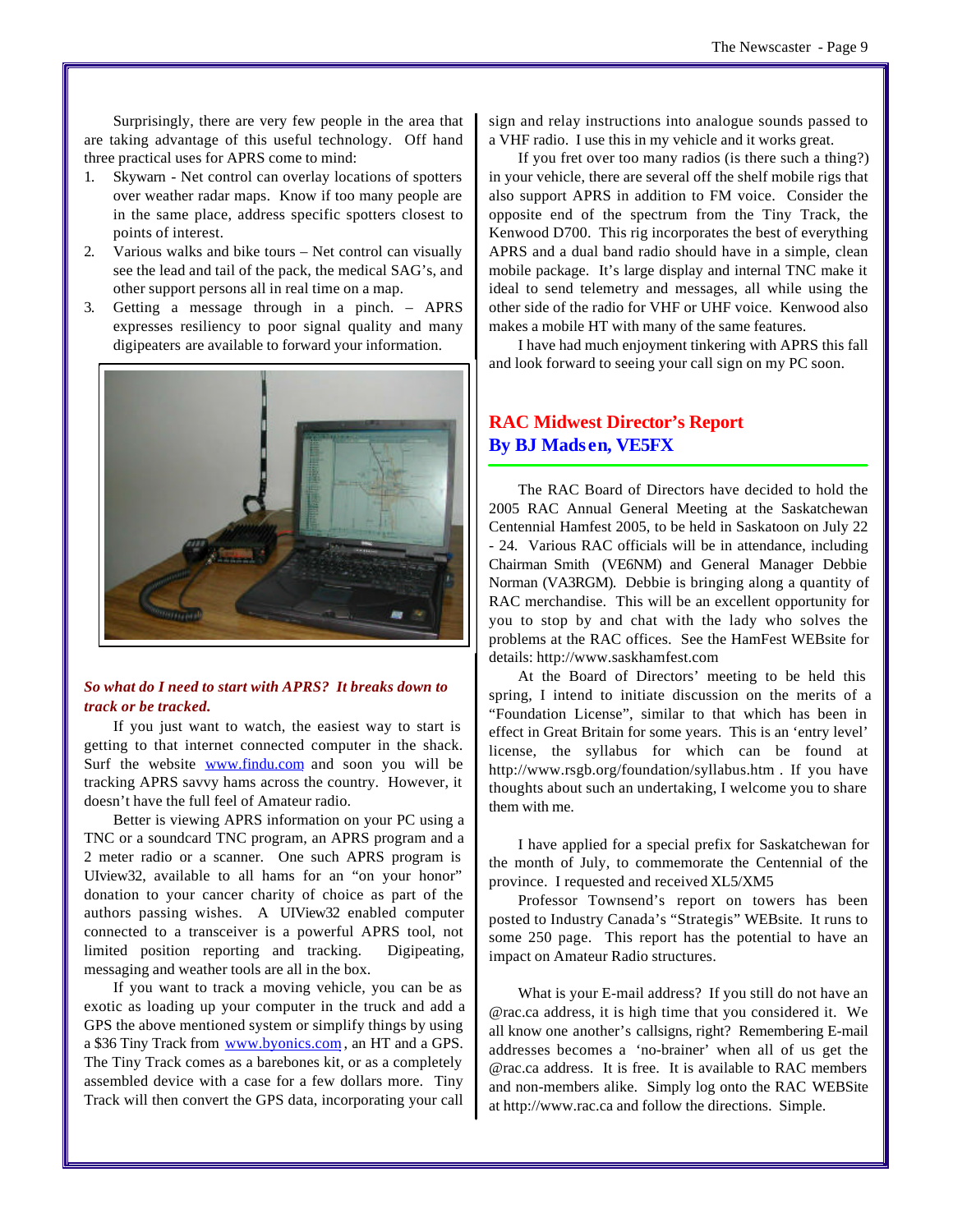Surprisingly, there are very few people in the area that are taking advantage of this useful technology. Off hand three practical uses for APRS come to mind:

1. Skywarn - Net control can overlay locations of spotters over weather radar maps. Know if too many people are in the same place, address specific spotters closest to points of interest.
2. Various walks and bike tours – Net control can visually see the lead and tail of the pack, the medical SAG's, and other support persons all in real time on a map.
3. Getting a message through in a pinch. – APRS expresses resiliency to poor signal quality and many digipeaters are available to forward your information.

***So what do I need to start with APRS? It breaks down to track or be tracked.***

If you just want to watch, the easiest way to start is getting to that internet connected computer in the shack. Surf the website www.findu.com and soon you will be tracking APRS savvy hams across the country. However, it doesn't have the full feel of Amateur radio.

Better is viewing APRS information on your PC using a TNC or a soundcard TNC program, an APRS program and a 2 meter radio or a scanner. One such APRS program is UIview32, available to all hams for an "on your honor" donation to your cancer charity of choice as part of the authors passing wishes. A UIView32 enabled computer connected to a transceiver is a powerful APRS tool, not limited position reporting and tracking. Digipeating, messaging and weather tools are all in the box.

If you want to track a moving vehicle, you can be as exotic as loading up your computer in the truck and add a GPS the above mentioned system or simplify things by using a $36 Tiny Track from www.byonics.com, an HT and a GPS. The Tiny Track comes as a barebones kit, or as a completely assembled device with a case for a few dollars more. Tiny Track will then convert the GPS data, incorporating your call sign and relay instructions into analogue sounds passed to a VHF radio. I use this in my vehicle and it works great.

If you fret over too many radios (is there such a thing?) in your vehicle, there are several off the shelf mobile rigs that also support APRS in addition to FM voice. Consider the opposite end of the spectrum from the Tiny Track, the Kenwood D700. This rig incorporates the best of everything APRS and a dual band radio should have in a simple, clean mobile package. It's large display and internal TNC make it ideal to send telemetry and messages, all while using the other side of the radio for VHF or UHF voice. Kenwood also makes a mobile HT with many of the same features.

I have had much enjoyment tinkering with APRS this fall and look forward to seeing your call sign on my PC soon.

## RAC Midwest Director's Report
### By BJ Madsen, VE5FX

The RAC Board of Directors have decided to hold the 2005 RAC Annual General Meeting at the Saskatchewan Centennial Hamfest 2005, to be held in Saskatoon on July 22 - 24. Various RAC officials will be in attendance, including Chairman Smith (VE6NM) and General Manager Debbie Norman (VA3RGM). Debbie is bringing along a quantity of RAC merchandise. This will be an excellent opportunity for you to stop by and chat with the lady who solves the problems at the RAC offices. See the HamFest WEBsite for details: http://www.saskhamfest.com

At the Board of Directors' meeting to be held this spring, I intend to initiate discussion on the merits of a "Foundation License", similar to that which has been in effect in Great Britain for some years. This is an 'entry level' license, the syllabus for which can be found at http://www.rsgb.org/foundation/syllabus.htm . If you have thoughts about such an undertaking, I welcome you to share them with me.

I have applied for a special prefix for Saskatchewan for the month of July, to commemorate the Centennial of the province. I requested and received XL5/XM5

Professor Townsend's report on towers has been posted to Industry Canada's "Strategis" WEBsite. It runs to some 250 page. This report has the potential to have an impact on Amateur Radio structures.

What is your E-mail address? If you still do not have an @rac.ca address, it is high time that you considered it. We all know one another's callsigns, right? Remembering E-mail addresses becomes a 'no-brainer' when all of us get the @rac.ca address. It is free. It is available to RAC members and non-members alike. Simply log onto the RAC WEBSite at http://www.rac.ca and follow the directions. Simple.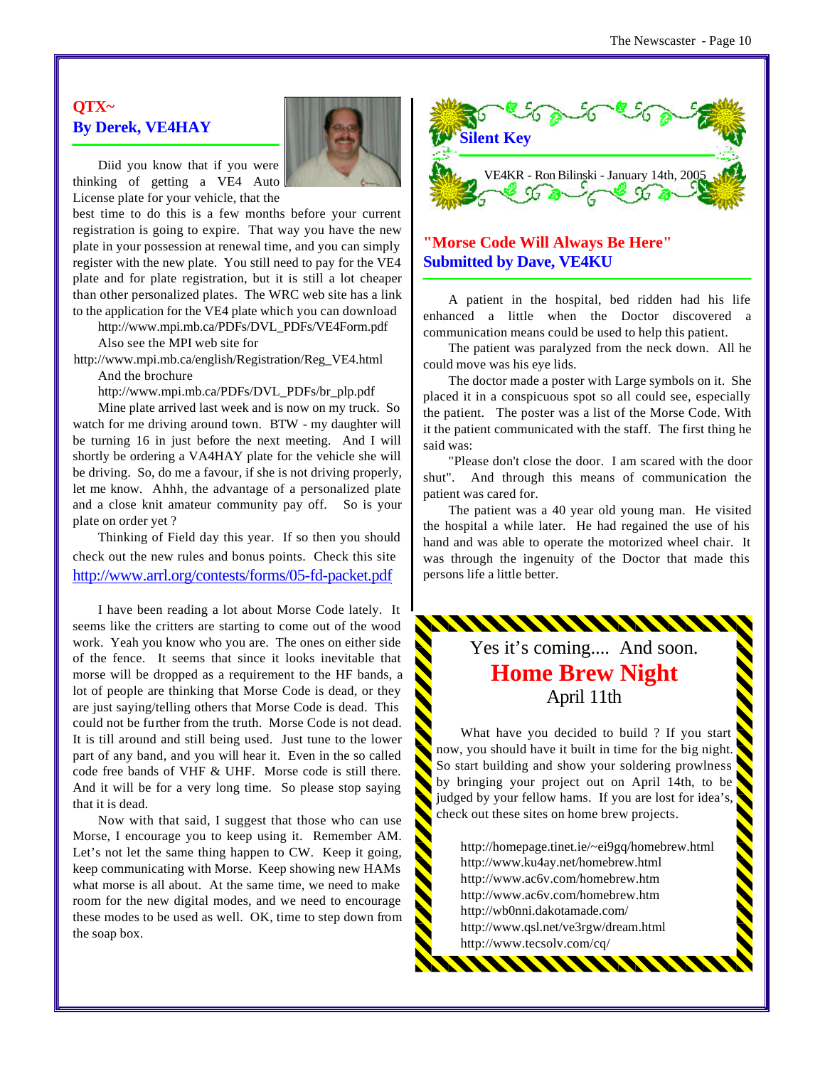## QTX~
## By Derek, VE4HAY

Diid you know that if you were thinking of getting a VE4 Auto License plate for your vehicle, that the best time to do this is a few months before your current registration is going to expire. That way you have the new plate in your possession at renewal time, and you can simply register with the new plate. You still need to pay for the VE4 plate and for plate registration, but it is still a lot cheaper than other personalized plates. The WRC web site has a link to the application for the VE4 plate which you can download

http://www.mpi.mb.ca/PDFs/DVL_PDFs/VE4Form.pdf

Also see the MPI web site for

http://www.mpi.mb.ca/english/Registration/Reg_VE4.html

And the brochure

http://www.mpi.mb.ca/PDFs/DVL_PDFs/br_plp.pdf

Mine plate arrived last week and is now on my truck. So watch for me driving around town. BTW - my daughter will be turning 16 in just before the next meeting. And I will shortly be ordering a VA4HAY plate for the vehicle she will be driving. So, do me a favour, if she is not driving properly, let me know. Ahhh, the advantage of a personalized plate and a close knit amateur community pay off. So is your plate on order yet ?

Thinking of Field day this year. If so then you should check out the new rules and bonus points. Check this site http://www.arrl.org/contests/forms/05-fd-packet.pdf

I have been reading a lot about Morse Code lately. It seems like the critters are starting to come out of the wood work. Yeah you know who you are. The ones on either side of the fence. It seems that since it looks inevitable that morse will be dropped as a requirement to the HF bands, a lot of people are thinking that Morse Code is dead, or they are just saying/telling others that Morse Code is dead. This could not be further from the truth. Morse Code is not dead. It is till around and still being used. Just tune to the lower part of any band, and you will hear it. Even in the so called code free bands of VHF & UHF. Morse code is still there. And it will be for a very long time. So please stop saying that it is dead.

Now with that said, I suggest that those who can use Morse, I encourage you to keep using it. Remember AM. Let's not let the same thing happen to CW. Keep it going, keep communicating with Morse. Keep showing new HAMs what morse is all about. At the same time, we need to make room for the new digital modes, and we need to encourage these modes to be used as well. OK, time to step down from the soap box.

## Silent Key

VE4KR - Ron Bilinski - January 14th, 2005

## "Morse Code Will Always Be Here"
## Submitted by Dave, VE4KU

A patient in the hospital, bed ridden had his life enhanced a little when the Doctor discovered a communication means could be used to help this patient.

The patient was paralyzed from the neck down. All he could move was his eye lids.

The doctor made a poster with Large symbols on it. She placed it in a conspicuous spot so all could see, especially the patient. The poster was a list of the Morse Code. With it the patient communicated with the staff. The first thing he said was:

"Please don't close the door. I am scared with the door shut". And through this means of communication the patient was cared for.

The patient was a 40 year old young man. He visited the hospital a while later. He had regained the use of his hand and was able to operate the motorized wheel chair. It was through the ingenuity of the Doctor that made this persons life a little better.

Yes it's coming.... And soon.

## Home Brew Night

April 11th

What have you decided to build ? If you start now, you should have it built in time for the big night. So start building and show your soldering prowlness by bringing your project out on April 14th, to be judged by your fellow hams. If you are lost for idea's, check out these sites on home brew projects.

http://homepage.tinet.ie/~ei9gq/homebrew.html
http://www.ku4ay.net/homebrew.html
http://www.ac6v.com/homebrew.htm
http://www.ac6v.com/homebrew.htm
http://wb0nni.dakotamade.com/
http://www.qsl.net/ve3rgw/dream.html
http://www.tecsolv.com/cq/